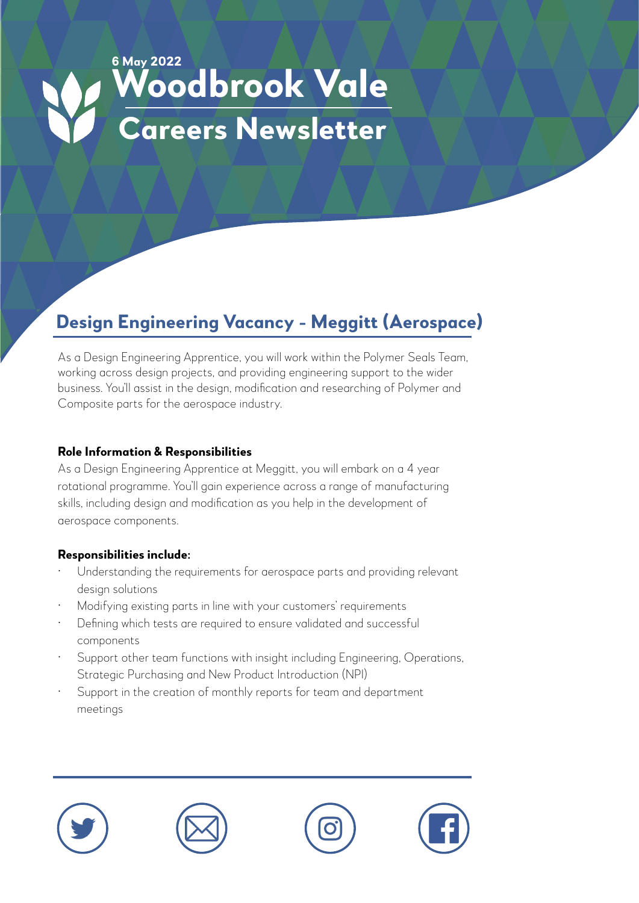6 May 2022

# Woodbrook Vale Careers Newsletter

## Design Engineering Vacancy - Meggitt (Aerospace)

As a Design Engineering Apprentice, you will work within the Polymer Seals Team, working across design projects, and providing engineering support to the wider business. You'll assist in the design, modification and researching of Polymer and Composite parts for the aerospace industry.

**Role Information & Responsibilities**

As a Design Engineering Apprentice at Meggitt, you will embark on a 4 year rotational programme. You'll gain experience across a range of manufacturing skills, including design and modification as you help in the development of aerospace components.

**Responsibilities include:**

- Understanding the requirements for aerospace parts and providing relevant design solutions
- Modifying existing parts in line with your customers' requirements
- Defining which tests are required to ensure validated and successful components
- Support other team functions with insight including Engineering, Operations, Strategic Purchasing and New Product Introduction (NPI)
- Support in the creation of monthly reports for team and department meetings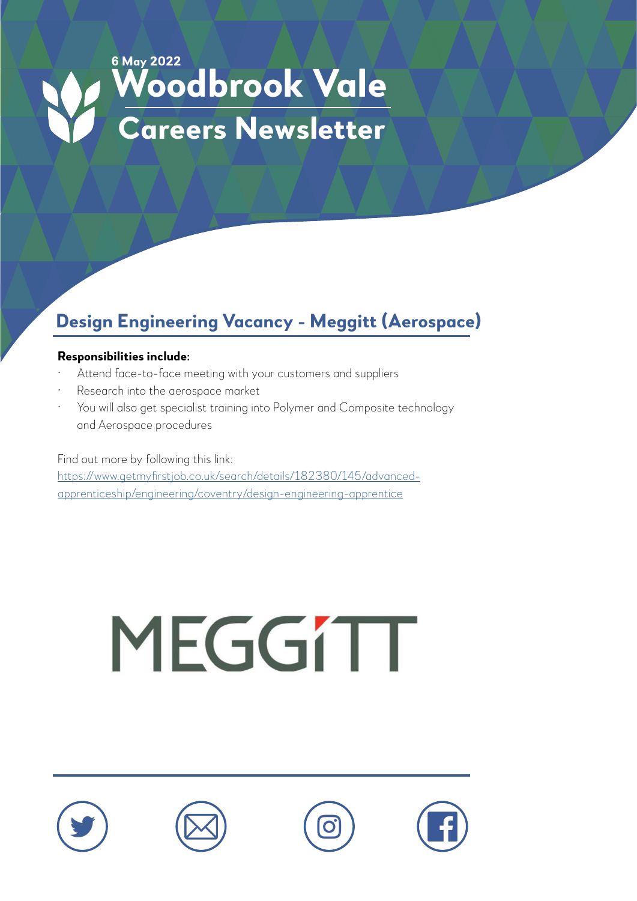6 May 2022

# Woodbrook Vale Careers Newsletter

## Design Engineering Vacancy - Meggitt (Aerospace)

**Responsibilities include:**

- Attend face-to-face meeting with your customers and suppliers
- Research into the aerospace market
- You will also get specialist training into Polymer and Composite technology and Aerospace procedures

Find out more by following this link:
https://www.getmyfirstjob.co.uk/search/details/182380/145/advanced-apprenticeship/engineering/coventry/design-engineering-apprentice

MEGGITT